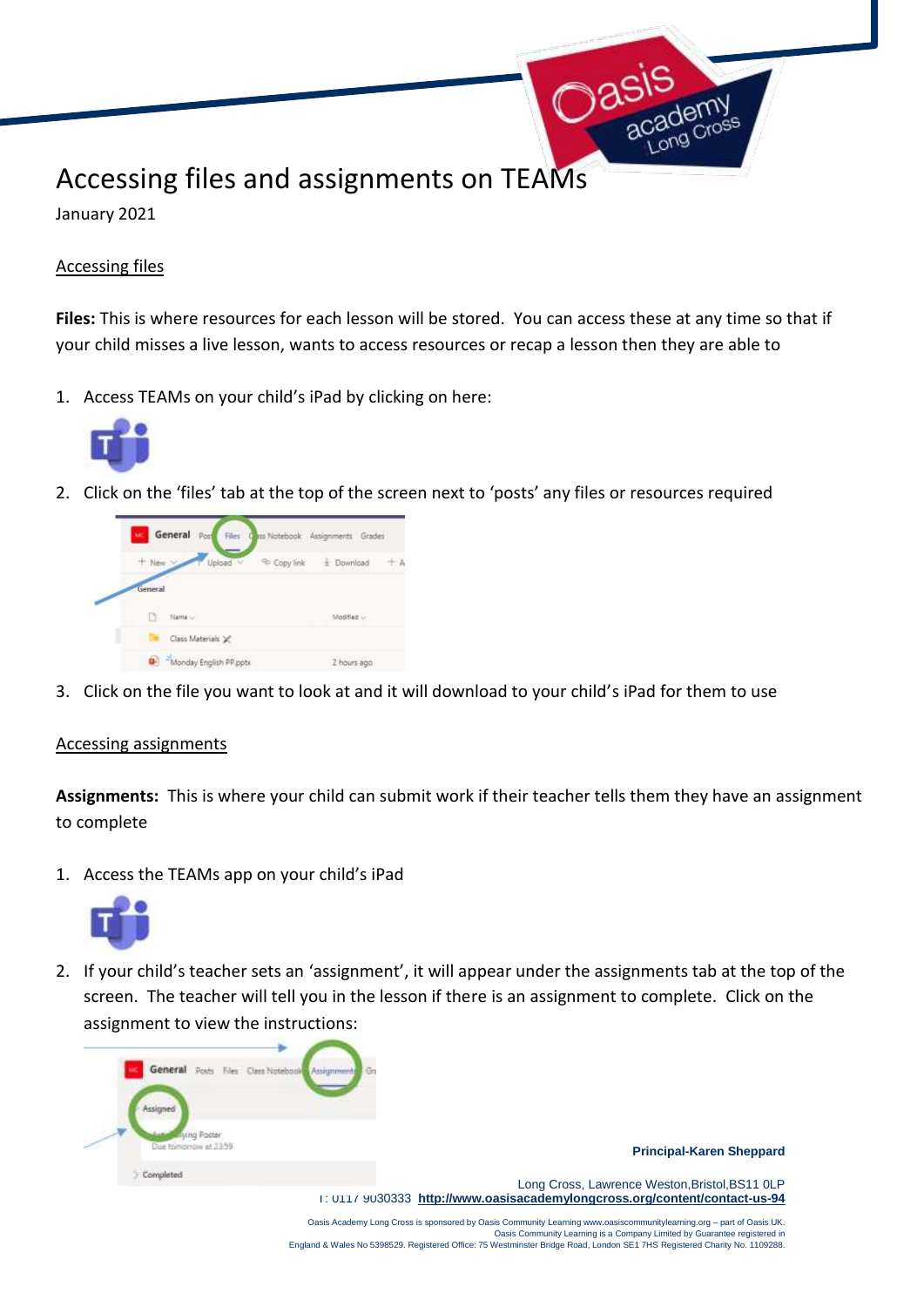# Accessing files and assignments on TEAMs

January 2021

## Accessing files

**Files:** This is where resources for each lesson will be stored. You can access these at any time so that if your child misses a live lesson, wants to access resources or recap a lesson then they are able to

1. Access TEAMs on your child's iPad by clicking on here:
2. Click on the 'files' tab at the top of the screen next to 'posts' any files or resources required
3. Click on the file you want to look at and it will download to your child's iPad for them to use

## Accessing assignments

**Assignments:** This is where your child can submit work if their teacher tells them they have an assignment to complete

1. Access the TEAMs app on your child's iPad
2. If your child's teacher sets an 'assignment', it will appear under the assignments tab at the top of the screen. The teacher will tell you in the lesson if there is an assignment to complete. Click on the assignment to view the instructions:

**Principal-Karen Sheppard**

Long Cross, Lawrence Weston,Bristol,BS11 0LP
T: 0117 9030333 **http://www.oasisacademylongcross.org/content/contact-us-94**

Oasis Academy Long Cross is sponsored by Oasis Community Learning www.oasiscommunitylearning.org – part of Oasis UK.
Oasis Community Learning is a Company Limited by Guarantee registered in England & Wales No 5398529. Registered Office: 75 Westminster Bridge Road, London SE1 7HS Registered Charity No. 1109288.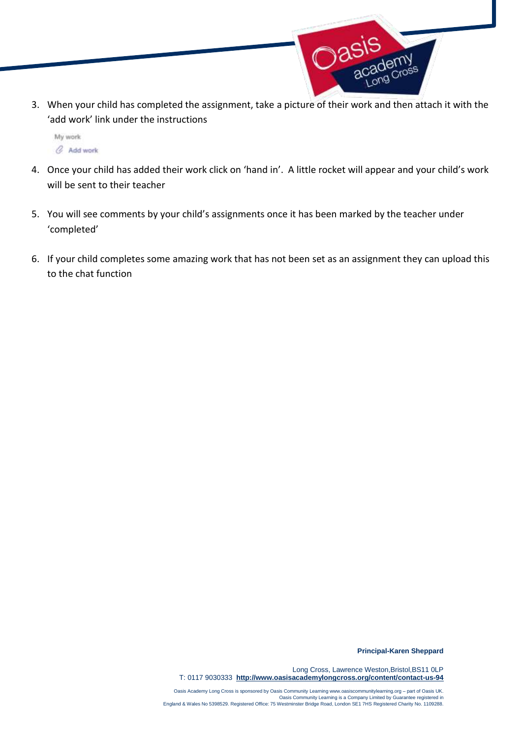3. When your child has completed the assignment, take a picture of their work and then attach it with the 'add work' link under the instructions

   My work

   Add work

4. Once your child has added their work click on 'hand in'. A little rocket will appear and your child's work will be sent to their teacher

5. You will see comments by your child's assignments once it has been marked by the teacher under 'completed'

6. If your child completes some amazing work that has not been set as an assignment they can upload this to the chat function

**Principal-Karen Sheppard**

Long Cross, Lawrence Weston,Bristol,BS11 0LP
T: 0117 9030333 **http://www.oasisacademylongcross.org/content/contact-us-94**

Oasis Academy Long Cross is sponsored by Oasis Community Learning www.oasiscommunitylearning.org – part of Oasis UK. Oasis Community Learning is a Company Limited by Guarantee registered in England & Wales No 5398529. Registered Office: 75 Westminster Bridge Road, London SE1 7HS Registered Charity No. 1109288.